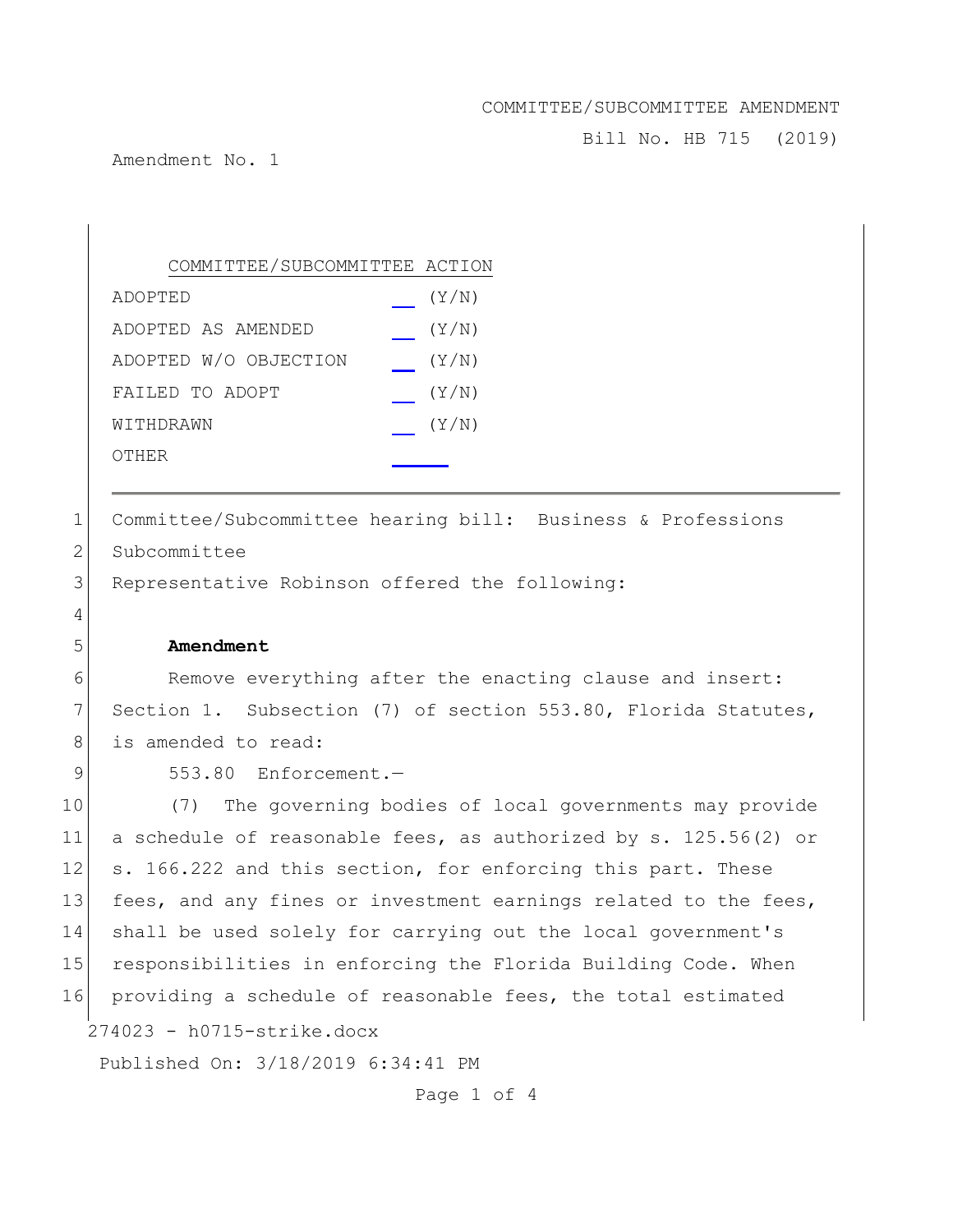COMMITTEE/SUBCOMMITTEE AMENDMENT

Bill No. HB 715 (2019)

Amendment No. 1

| COMMITTEE/SUBCOMMITTEE ACTION | |
|---|---|
| ADOPTED | __ (Y/N) |
| ADOPTED AS AMENDED | __ (Y/N) |
| ADOPTED W/O OBJECTION | __ (Y/N) |
| FAILED TO ADOPT | __ (Y/N) |
| WITHDRAWN | __ (Y/N) |
| OTHER | ____ |

---

1 Committee/Subcommittee hearing bill: Business & Professions
2 Subcommittee
3 Representative Robinson offered the following:
4
5 **Amendment**
6 Remove everything after the enacting clause and insert:
7 Section 1. Subsection (7) of section 553.80, Florida Statutes,
8 is amended to read:
9 553.80 Enforcement.—
10 (7) The governing bodies of local governments may provide
11 a schedule of reasonable fees, as authorized by s. 125.56(2) or
12 s. 166.222 and this section, for enforcing this part. These
13 fees, and any fines or investment earnings related to the fees,
14 shall be used solely for carrying out the local government's
15 responsibilities in enforcing the Florida Building Code. When
16 providing a schedule of reasonable fees, the total estimated

274023 - h0715-strike.docx

Published On: 3/18/2019 6:34:41 PM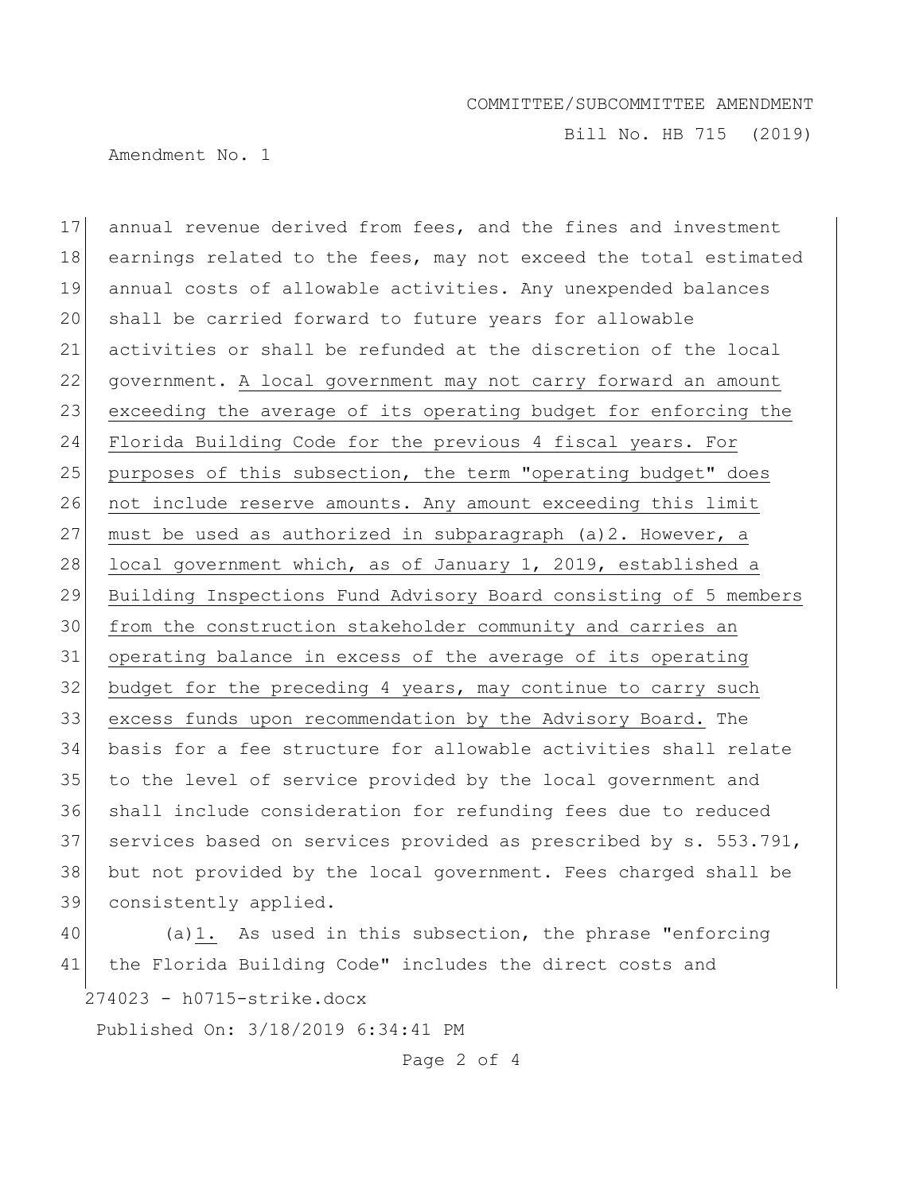annual revenue derived from fees, and the fines and investment earnings related to the fees, may not exceed the total estimated annual costs of allowable activities. Any unexpended balances shall be carried forward to future years for allowable activities or shall be refunded at the discretion of the local government. <u>A local government may not carry forward an amount exceeding the average of its operating budget for enforcing the Florida Building Code for the previous 4 fiscal years. For purposes of this subsection, the term "operating budget" does not include reserve amounts. Any amount exceeding this limit must be used as authorized in subparagraph (a)2. However, a local government which, as of January 1, 2019, established a Building Inspections Fund Advisory Board consisting of 5 members from the construction stakeholder community and carries an operating balance in excess of the average of its operating budget for the preceding 4 years, may continue to carry such excess funds upon recommendation by the Advisory Board.</u> The basis for a fee structure for allowable activities shall relate to the level of service provided by the local government and shall include consideration for refunding fees due to reduced services based on services provided as prescribed by s. 553.791, but not provided by the local government. Fees charged shall be consistently applied.

(a)<u>1.</u> As used in this subsection, the phrase "enforcing the Florida Building Code" includes the direct costs and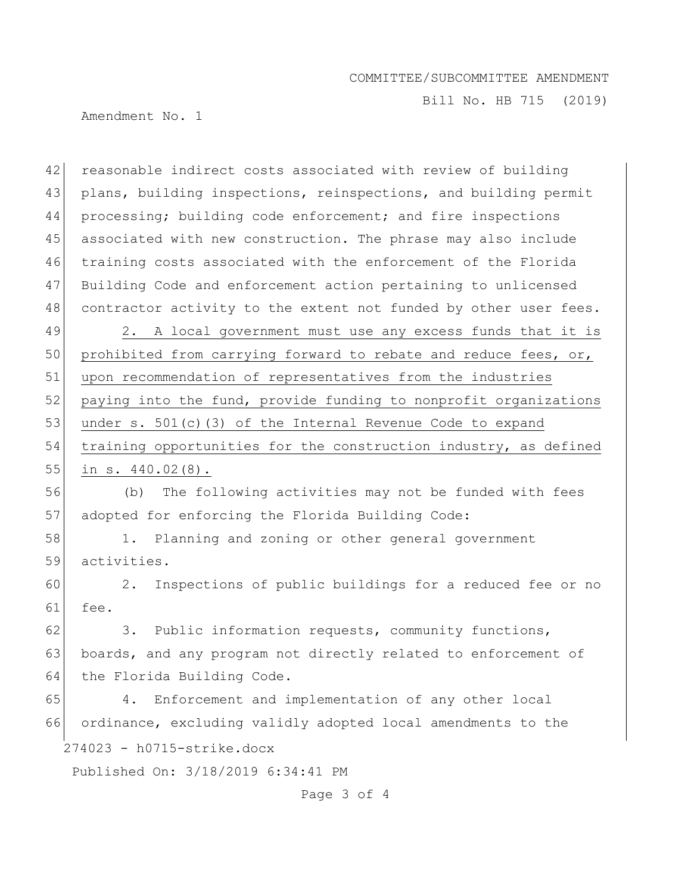reasonable indirect costs associated with review of building plans, building inspections, reinspections, and building permit processing; building code enforcement; and fire inspections associated with new construction. The phrase may also include training costs associated with the enforcement of the Florida Building Code and enforcement action pertaining to unlicensed contractor activity to the extent not funded by other user fees.

2. A local government must use any excess funds that it is prohibited from carrying forward to rebate and reduce fees, or, upon recommendation of representatives from the industries paying into the fund, provide funding to nonprofit organizations under s. 501(c)(3) of the Internal Revenue Code to expand training opportunities for the construction industry, as defined in s. 440.02(8).

(b) The following activities may not be funded with fees adopted for enforcing the Florida Building Code:

1. Planning and zoning or other general government activities.

2. Inspections of public buildings for a reduced fee or no fee.

3. Public information requests, community functions, boards, and any program not directly related to enforcement of the Florida Building Code.

4. Enforcement and implementation of any other local ordinance, excluding validly adopted local amendments to the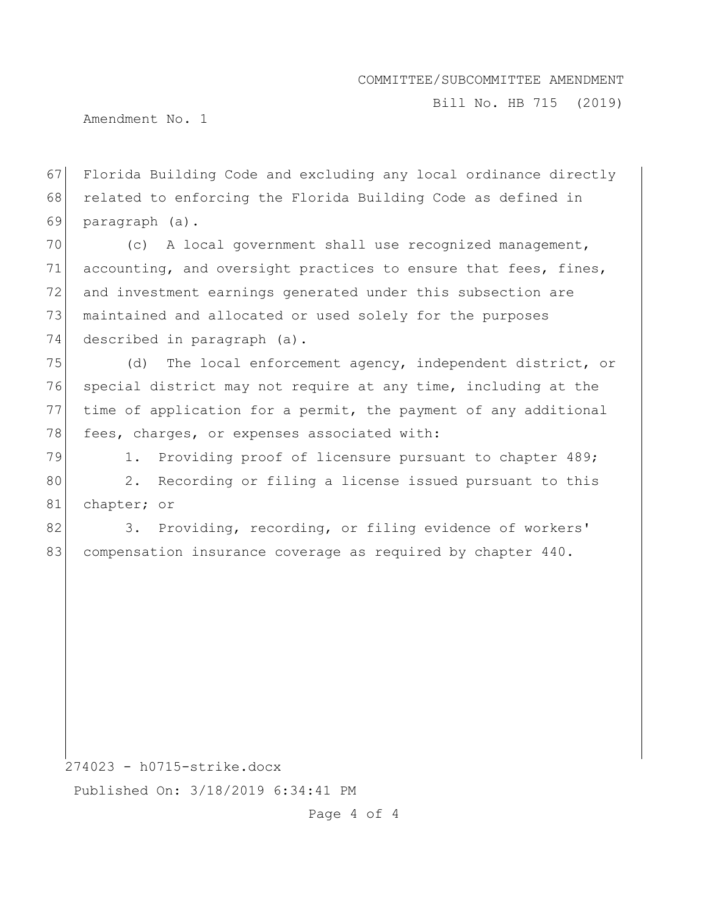Florida Building Code and excluding any local ordinance directly related to enforcing the Florida Building Code as defined in paragraph (a).

(c) A local government shall use recognized management, accounting, and oversight practices to ensure that fees, fines, and investment earnings generated under this subsection are maintained and allocated or used solely for the purposes described in paragraph (a).

(d) The local enforcement agency, independent district, or special district may not require at any time, including at the time of application for a permit, the payment of any additional fees, charges, or expenses associated with:

1. Providing proof of licensure pursuant to chapter 489;

2. Recording or filing a license issued pursuant to this chapter; or

3. Providing, recording, or filing evidence of workers' compensation insurance coverage as required by chapter 440.

274023 - h0715-strike.docx

Published On: 3/18/2019 6:34:41 PM